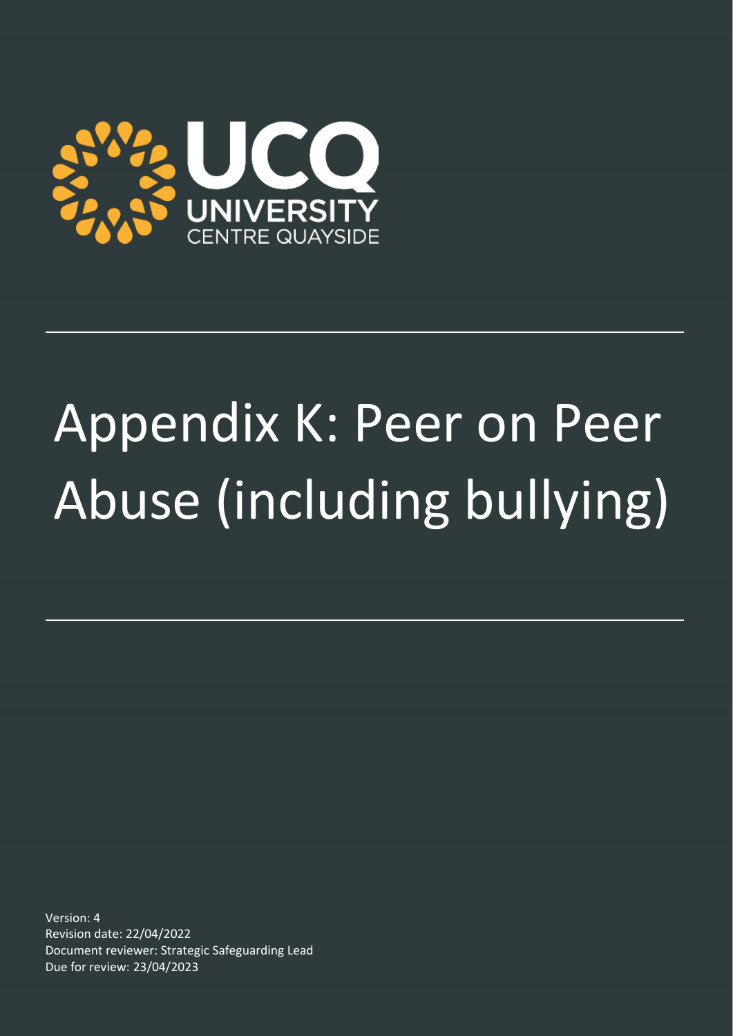UCQ

UNIVERSITY CENTRE QUAYSIDE

# Appendix K: Peer on Peer Abuse (including bullying)

Version: 4
Revision date: 22/04/2022
Document reviewer: Strategic Safeguarding Lead
Due for review: 23/04/2023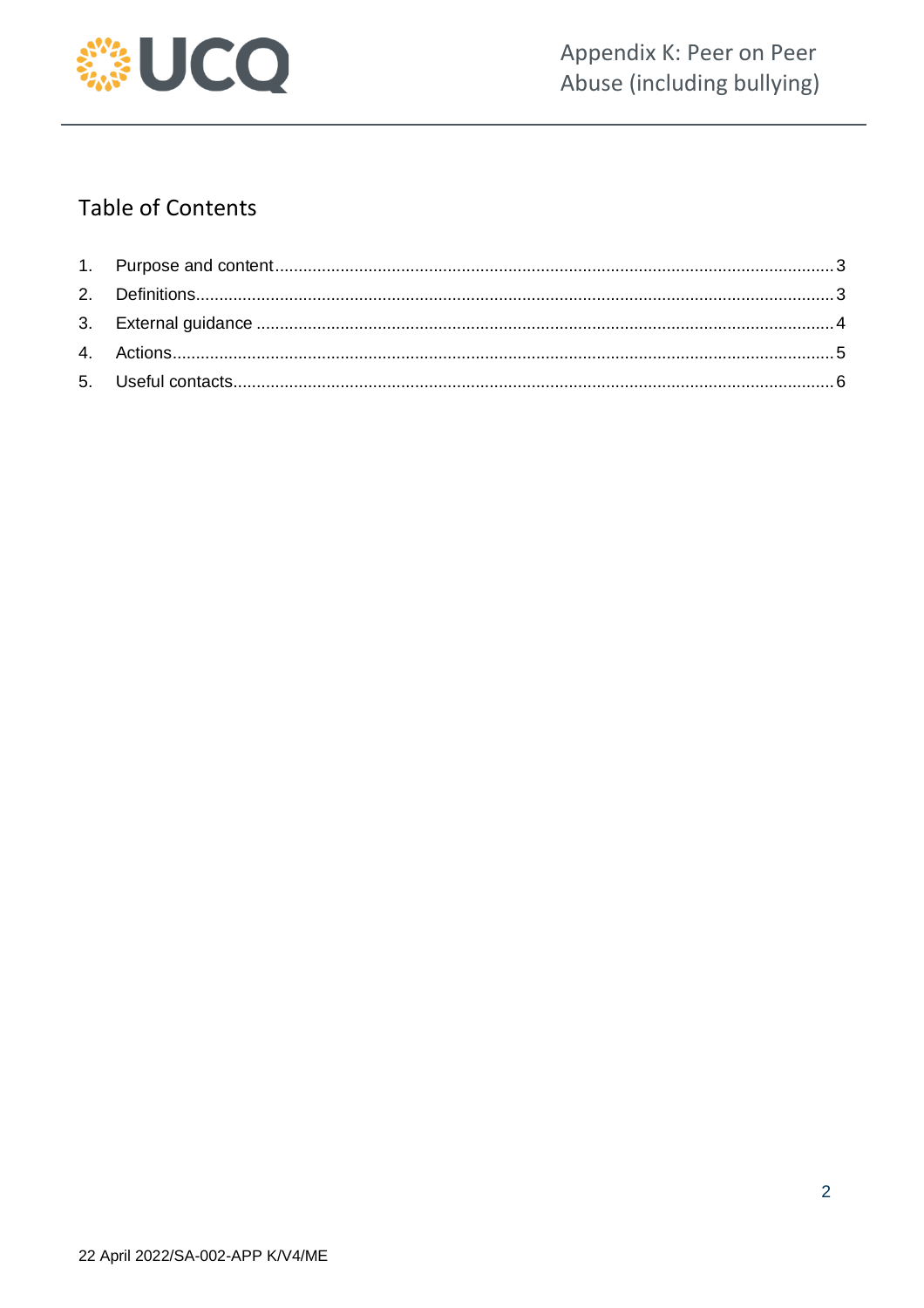## Table of Contents

1. Purpose and content ..... 3
2. Definitions ..... 3
3. External guidance ..... 4
4. Actions ..... 5
5. Useful contacts ..... 6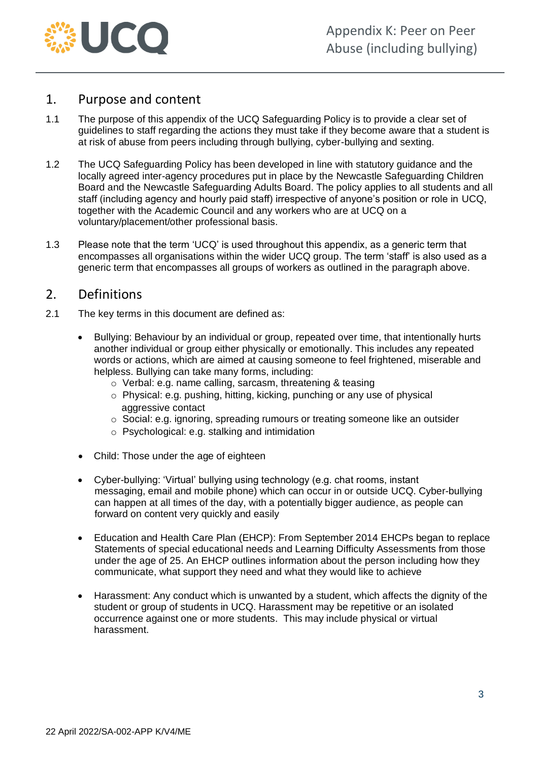## 1. Purpose and content

1.1 The purpose of this appendix of the UCQ Safeguarding Policy is to provide a clear set of guidelines to staff regarding the actions they must take if they become aware that a student is at risk of abuse from peers including through bullying, cyber-bullying and sexting.

1.2 The UCQ Safeguarding Policy has been developed in line with statutory guidance and the locally agreed inter-agency procedures put in place by the Newcastle Safeguarding Children Board and the Newcastle Safeguarding Adults Board. The policy applies to all students and all staff (including agency and hourly paid staff) irrespective of anyone's position or role in UCQ, together with the Academic Council and any workers who are at UCQ on a voluntary/placement/other professional basis.

1.3 Please note that the term 'UCQ' is used throughout this appendix, as a generic term that encompasses all organisations within the wider UCQ group. The term 'staff' is also used as a generic term that encompasses all groups of workers as outlined in the paragraph above.

## 2. Definitions

2.1 The key terms in this document are defined as:

- Bullying: Behaviour by an individual or group, repeated over time, that intentionally hurts another individual or group either physically or emotionally. This includes any repeated words or actions, which are aimed at causing someone to feel frightened, miserable and helpless. Bullying can take many forms, including:
  - Verbal: e.g. name calling, sarcasm, threatening & teasing
  - Physical: e.g. pushing, hitting, kicking, punching or any use of physical aggressive contact
  - Social: e.g. ignoring, spreading rumours or treating someone like an outsider
  - Psychological: e.g. stalking and intimidation

- Child: Those under the age of eighteen

- Cyber-bullying: 'Virtual' bullying using technology (e.g. chat rooms, instant messaging, email and mobile phone) which can occur in or outside UCQ. Cyber-bullying can happen at all times of the day, with a potentially bigger audience, as people can forward on content very quickly and easily

- Education and Health Care Plan (EHCP): From September 2014 EHCPs began to replace Statements of special educational needs and Learning Difficulty Assessments from those under the age of 25. An EHCP outlines information about the person including how they communicate, what support they need and what they would like to achieve

- Harassment: Any conduct which is unwanted by a student, which affects the dignity of the student or group of students in UCQ. Harassment may be repetitive or an isolated occurrence against one or more students. This may include physical or virtual harassment.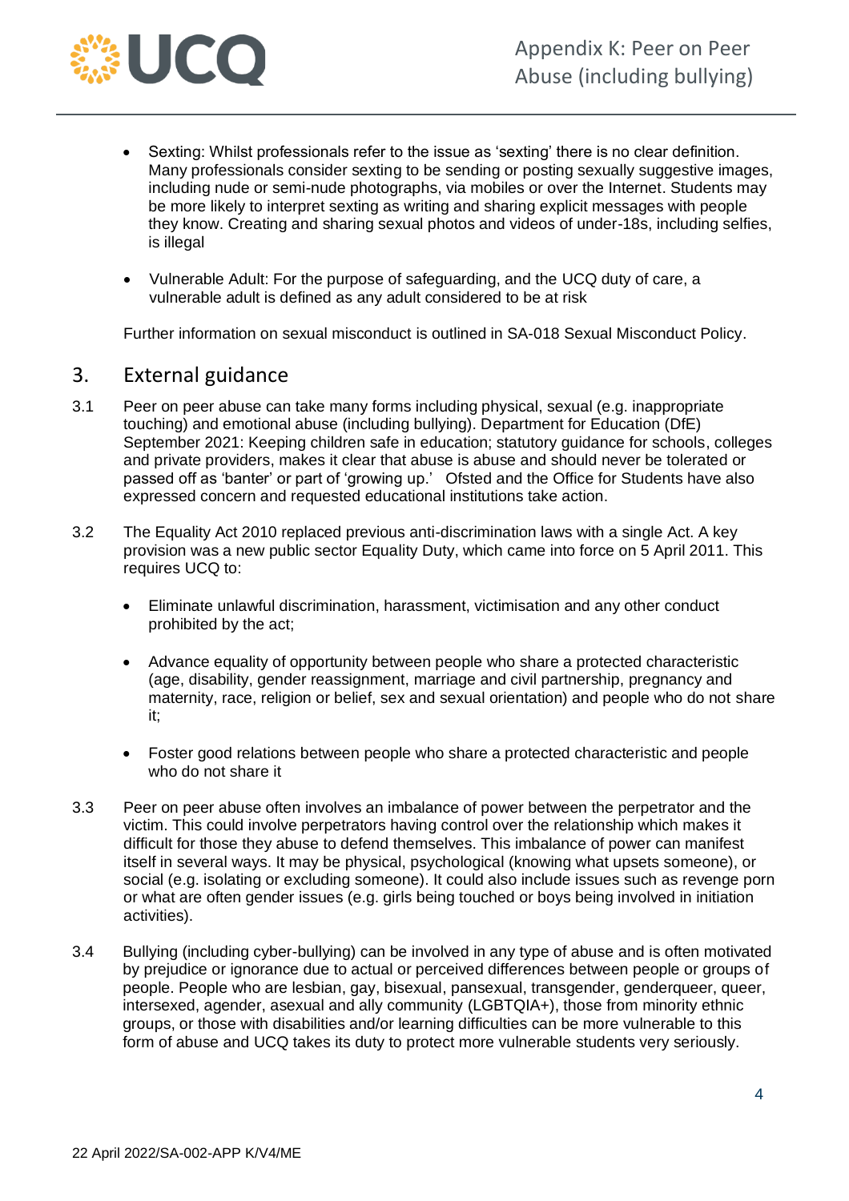- Sexting: Whilst professionals refer to the issue as 'sexting' there is no clear definition. Many professionals consider sexting to be sending or posting sexually suggestive images, including nude or semi-nude photographs, via mobiles or over the Internet. Students may be more likely to interpret sexting as writing and sharing explicit messages with people they know. Creating and sharing sexual photos and videos of under-18s, including selfies, is illegal

- Vulnerable Adult: For the purpose of safeguarding, and the UCQ duty of care, a vulnerable adult is defined as any adult considered to be at risk

Further information on sexual misconduct is outlined in SA-018 Sexual Misconduct Policy.

## 3. External guidance

3.1 Peer on peer abuse can take many forms including physical, sexual (e.g. inappropriate touching) and emotional abuse (including bullying). Department for Education (DfE) September 2021: Keeping children safe in education; statutory guidance for schools, colleges and private providers, makes it clear that abuse is abuse and should never be tolerated or passed off as 'banter' or part of 'growing up.' Ofsted and the Office for Students have also expressed concern and requested educational institutions take action.

3.2 The Equality Act 2010 replaced previous anti-discrimination laws with a single Act. A key provision was a new public sector Equality Duty, which came into force on 5 April 2011. This requires UCQ to:

- Eliminate unlawful discrimination, harassment, victimisation and any other conduct prohibited by the act;

- Advance equality of opportunity between people who share a protected characteristic (age, disability, gender reassignment, marriage and civil partnership, pregnancy and maternity, race, religion or belief, sex and sexual orientation) and people who do not share it;

- Foster good relations between people who share a protected characteristic and people who do not share it

3.3 Peer on peer abuse often involves an imbalance of power between the perpetrator and the victim. This could involve perpetrators having control over the relationship which makes it difficult for those they abuse to defend themselves. This imbalance of power can manifest itself in several ways. It may be physical, psychological (knowing what upsets someone), or social (e.g. isolating or excluding someone). It could also include issues such as revenge porn or what are often gender issues (e.g. girls being touched or boys being involved in initiation activities).

3.4 Bullying (including cyber-bullying) can be involved in any type of abuse and is often motivated by prejudice or ignorance due to actual or perceived differences between people or groups of people. People who are lesbian, gay, bisexual, pansexual, transgender, genderqueer, queer, intersexed, agender, asexual and ally community (LGBTQIA+), those from minority ethnic groups, or those with disabilities and/or learning difficulties can be more vulnerable to this form of abuse and UCQ takes its duty to protect more vulnerable students very seriously.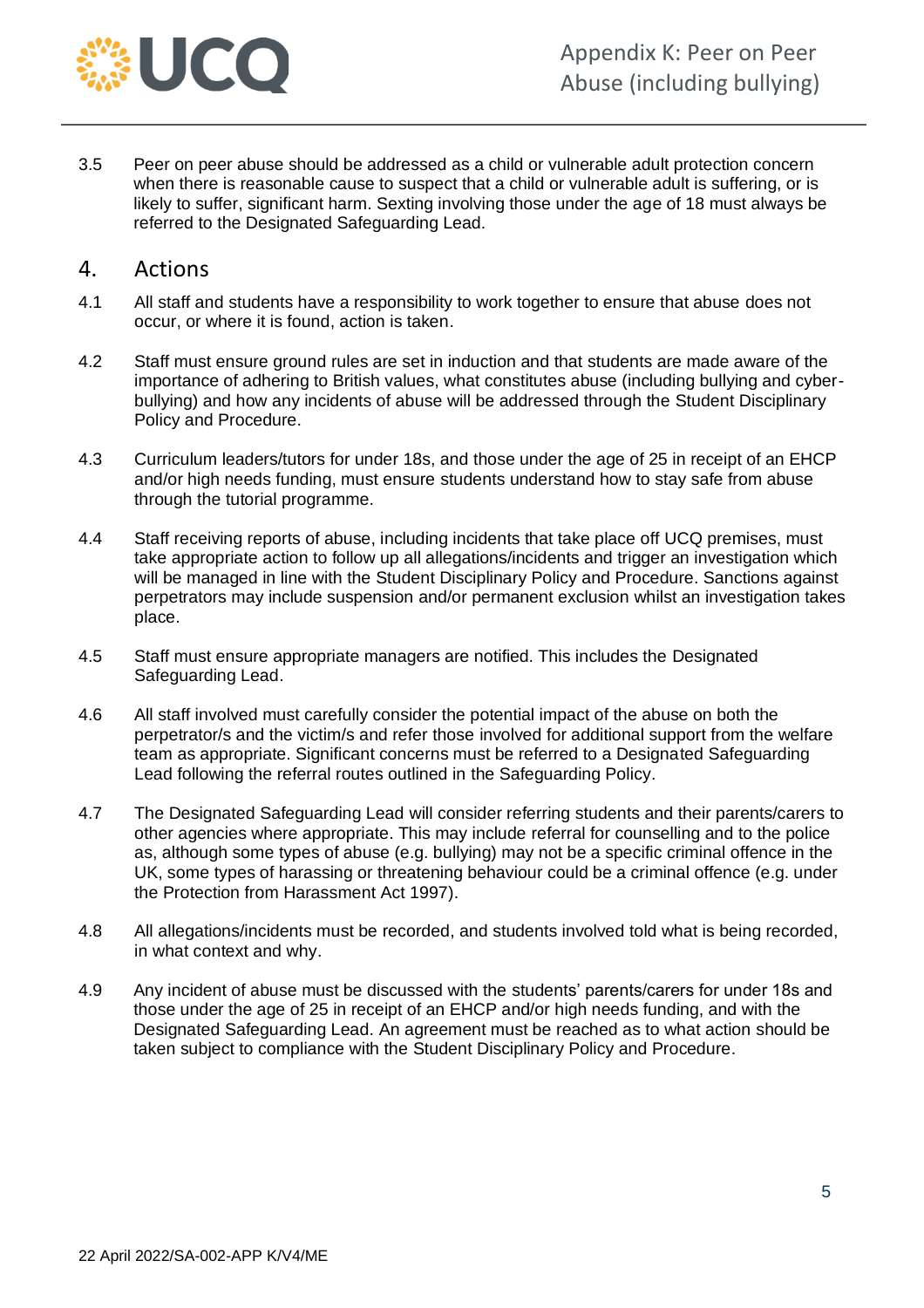3.5 Peer on peer abuse should be addressed as a child or vulnerable adult protection concern when there is reasonable cause to suspect that a child or vulnerable adult is suffering, or is likely to suffer, significant harm. Sexting involving those under the age of 18 must always be referred to the Designated Safeguarding Lead.

## 4. Actions

4.1 All staff and students have a responsibility to work together to ensure that abuse does not occur, or where it is found, action is taken.

4.2 Staff must ensure ground rules are set in induction and that students are made aware of the importance of adhering to British values, what constitutes abuse (including bullying and cyber-bullying) and how any incidents of abuse will be addressed through the Student Disciplinary Policy and Procedure.

4.3 Curriculum leaders/tutors for under 18s, and those under the age of 25 in receipt of an EHCP and/or high needs funding, must ensure students understand how to stay safe from abuse through the tutorial programme.

4.4 Staff receiving reports of abuse, including incidents that take place off UCQ premises, must take appropriate action to follow up all allegations/incidents and trigger an investigation which will be managed in line with the Student Disciplinary Policy and Procedure. Sanctions against perpetrators may include suspension and/or permanent exclusion whilst an investigation takes place.

4.5 Staff must ensure appropriate managers are notified. This includes the Designated Safeguarding Lead.

4.6 All staff involved must carefully consider the potential impact of the abuse on both the perpetrator/s and the victim/s and refer those involved for additional support from the welfare team as appropriate. Significant concerns must be referred to a Designated Safeguarding Lead following the referral routes outlined in the Safeguarding Policy.

4.7 The Designated Safeguarding Lead will consider referring students and their parents/carers to other agencies where appropriate. This may include referral for counselling and to the police as, although some types of abuse (e.g. bullying) may not be a specific criminal offence in the UK, some types of harassing or threatening behaviour could be a criminal offence (e.g. under the Protection from Harassment Act 1997).

4.8 All allegations/incidents must be recorded, and students involved told what is being recorded, in what context and why.

4.9 Any incident of abuse must be discussed with the students' parents/carers for under 18s and those under the age of 25 in receipt of an EHCP and/or high needs funding, and with the Designated Safeguarding Lead. An agreement must be reached as to what action should be taken subject to compliance with the Student Disciplinary Policy and Procedure.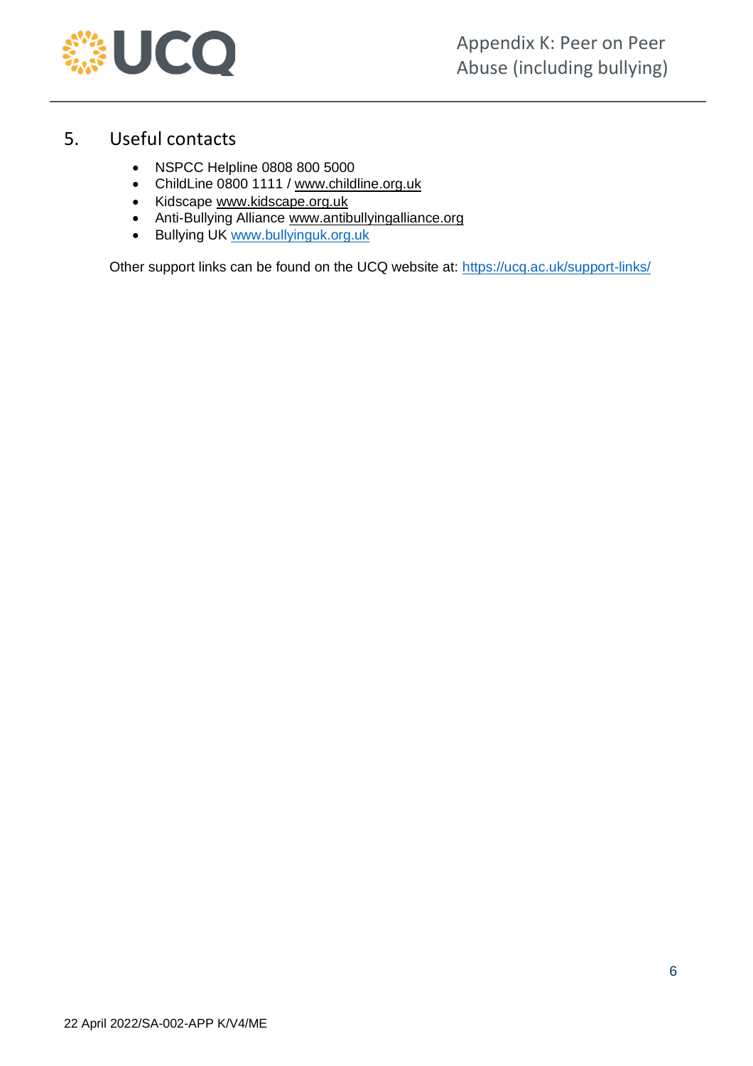## 5. Useful contacts

- NSPCC Helpline 0808 800 5000
- ChildLine 0800 1111 / www.childline.org.uk
- Kidscape www.kidscape.org.uk
- Anti-Bullying Alliance www.antibullyingalliance.org
- Bullying UK www.bullyinguk.org.uk

Other support links can be found on the UCQ website at: https://ucq.ac.uk/support-links/